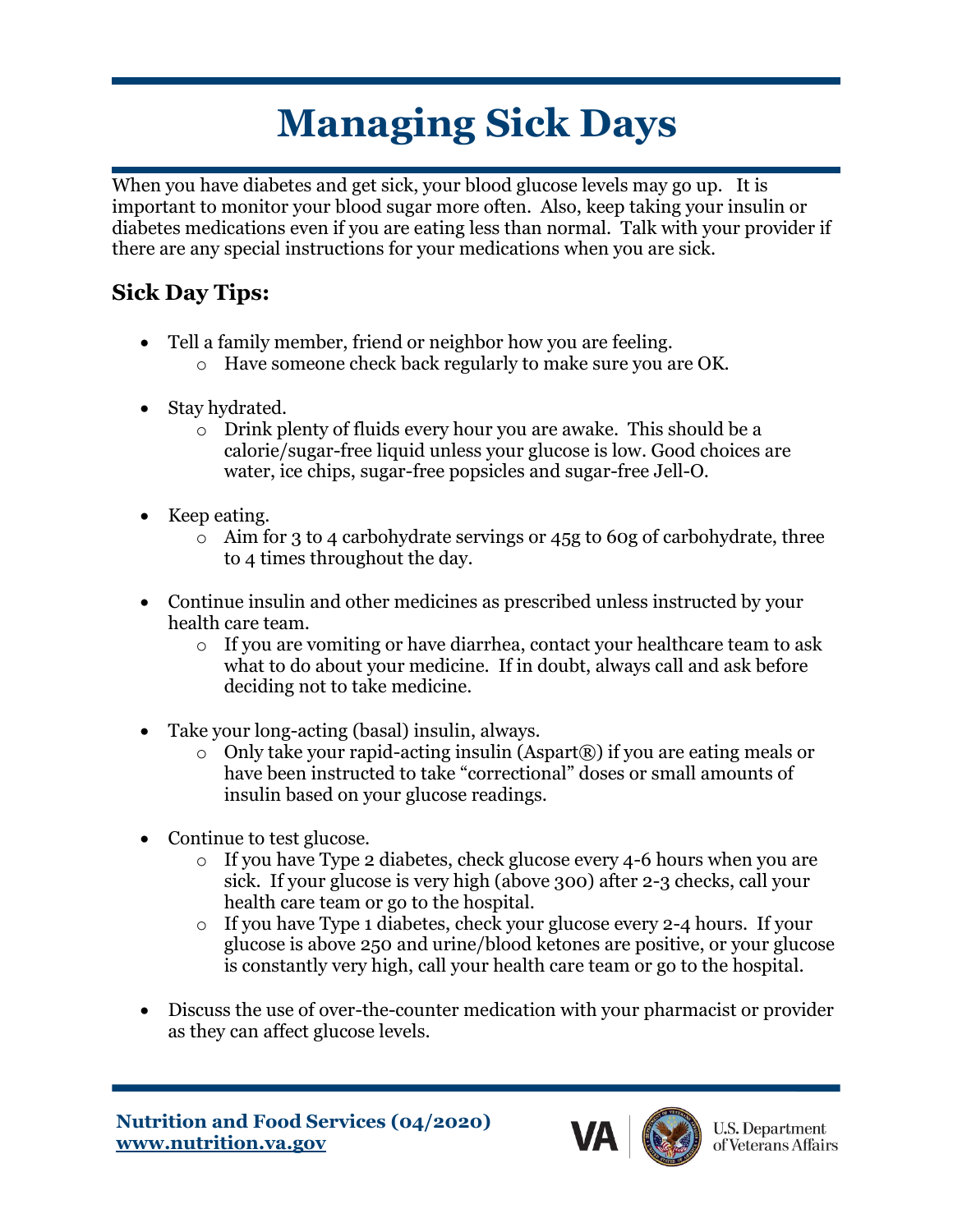# Managing Sick Days

When you have diabetes and get sick, your blood glucose levels may go up. It is important to monitor your blood sugar more often. Also, keep taking your insulin or diabetes medications even if you are eating less than normal. Talk with your provider if there are any special instructions for your medications when you are sick.

## Sick Day Tips:

- Tell a family member, friend or neighbor how you are feeling.
  - Have someone check back regularly to make sure you are OK.

- Stay hydrated.
  - Drink plenty of fluids every hour you are awake. This should be a calorie/sugar-free liquid unless your glucose is low. Good choices are water, ice chips, sugar-free popsicles and sugar-free Jell-O.

- Keep eating.
  - Aim for 3 to 4 carbohydrate servings or 45g to 60g of carbohydrate, three to 4 times throughout the day.

- Continue insulin and other medicines as prescribed unless instructed by your health care team.
  - If you are vomiting or have diarrhea, contact your healthcare team to ask what to do about your medicine. If in doubt, always call and ask before deciding not to take medicine.

- Take your long-acting (basal) insulin, always.
  - Only take your rapid-acting insulin (Aspart®) if you are eating meals or have been instructed to take "correctional" doses or small amounts of insulin based on your glucose readings.

- Continue to test glucose.
  - If you have Type 2 diabetes, check glucose every 4-6 hours when you are sick. If your glucose is very high (above 300) after 2-3 checks, call your health care team or go to the hospital.
  - If you have Type 1 diabetes, check your glucose every 2-4 hours. If your glucose is above 250 and urine/blood ketones are positive, or your glucose is constantly very high, call your health care team or go to the hospital.

- Discuss the use of over-the-counter medication with your pharmacist or provider as they can affect glucose levels.

**Nutrition and Food Services (04/2020)**
**www.nutrition.va.gov**

VA | U.S. Department of Veterans Affairs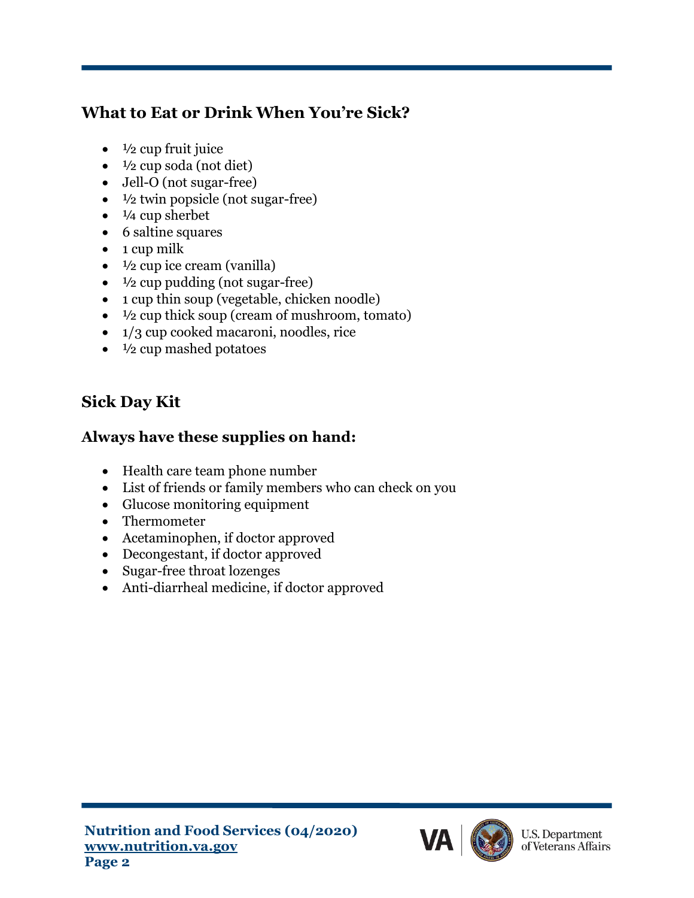## What to Eat or Drink When You're Sick?

- ½ cup fruit juice
- ½ cup soda (not diet)
- Jell-O (not sugar-free)
- ½ twin popsicle (not sugar-free)
- ¼ cup sherbet
- 6 saltine squares
- 1 cup milk
- ½ cup ice cream (vanilla)
- ½ cup pudding (not sugar-free)
- 1 cup thin soup (vegetable, chicken noodle)
- ½ cup thick soup (cream of mushroom, tomato)
- 1/3 cup cooked macaroni, noodles, rice
- ½ cup mashed potatoes

## Sick Day Kit

### Always have these supplies on hand:

- Health care team phone number
- List of friends or family members who can check on you
- Glucose monitoring equipment
- Thermometer
- Acetaminophen, if doctor approved
- Decongestant, if doctor approved
- Sugar-free throat lozenges
- Anti-diarrheal medicine, if doctor approved